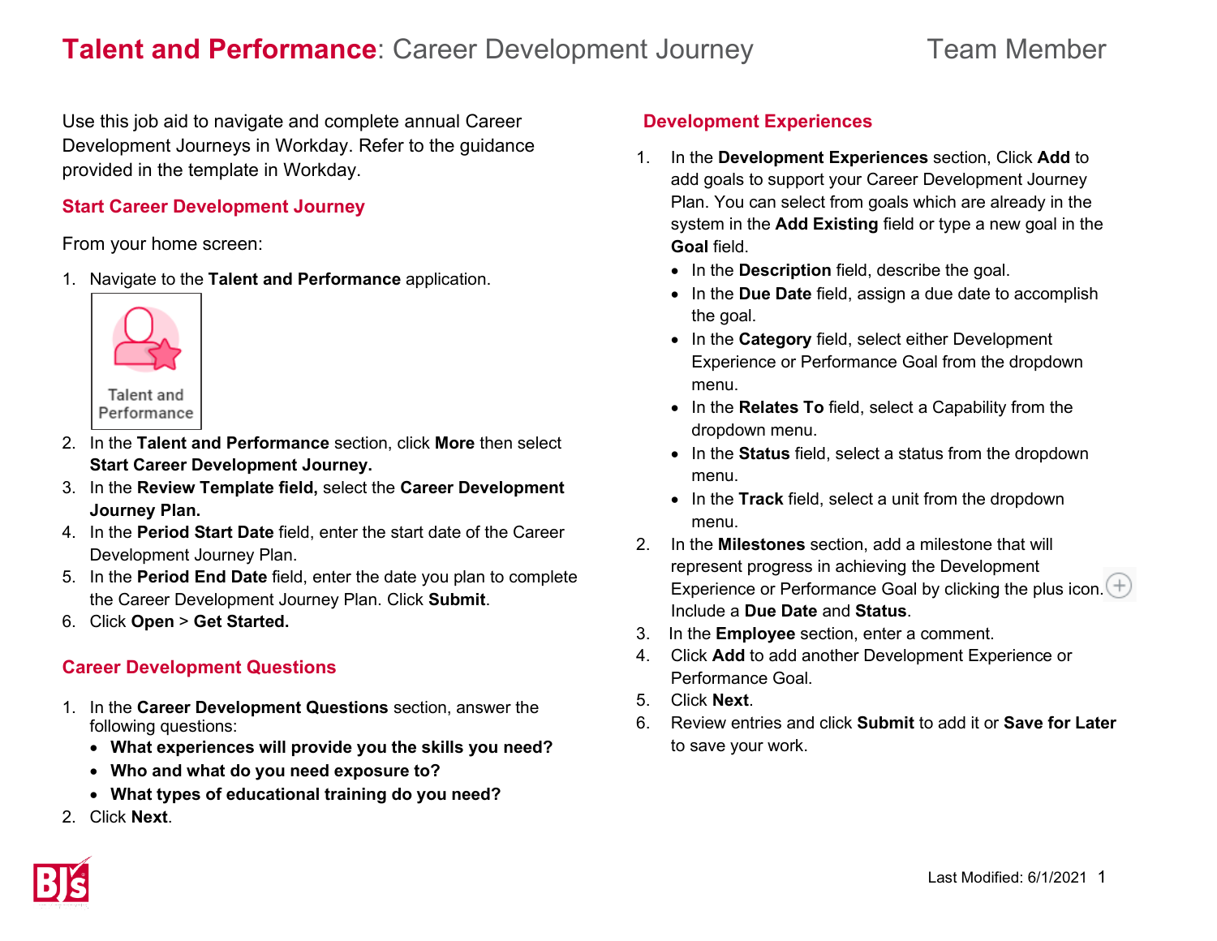# **Talent and Performance**: Career Development Journey — Team Member

Use this job aid to navigate and complete annual Career Development Journeys in Workday. Refer to the guidance provided in the template in Workday.

## Start Career Development Journey

From your home screen:

1. Navigate to the **Talent and Performance** application.

   Talent and Performance

2. In the **Talent and Performance** section, click **More** then select **Start Career Development Journey.**
3. In the **Review Template field,** select the **Career Development Journey Plan.**
4. In the **Period Start Date** field, enter the start date of the Career Development Journey Plan.
5. In the **Period End Date** field, enter the date you plan to complete the Career Development Journey Plan. Click **Submit**.
6. Click **Open** > **Get Started.**

## Career Development Questions

1. In the **Career Development Questions** section, answer the following questions:
   - **What experiences will provide you the skills you need?**
   - **Who and what do you need exposure to?**
   - **What types of educational training do you need?**
2. Click **Next**.

## Development Experiences

1. In the **Development Experiences** section, Click **Add** to add goals to support your Career Development Journey Plan. You can select from goals which are already in the system in the **Add Existing** field or type a new goal in the **Goal** field.
   - In the **Description** field, describe the goal.
   - In the **Due Date** field, assign a due date to accomplish the goal.
   - In the **Category** field, select either Development Experience or Performance Goal from the dropdown menu.
   - In the **Relates To** field, select a Capability from the dropdown menu.
   - In the **Status** field, select a status from the dropdown menu.
   - In the **Track** field, select a unit from the dropdown menu.
2. In the **Milestones** section, add a milestone that will represent progress in achieving the Development Experience or Performance Goal by clicking the plus icon. Include a **Due Date** and **Status**.
3. In the **Employee** section, enter a comment.
4. Click **Add** to add another Development Experience or Performance Goal.
5. Click **Next**.
6. Review entries and click **Submit** to add it or **Save for Later** to save your work.

Last Modified: 6/1/2021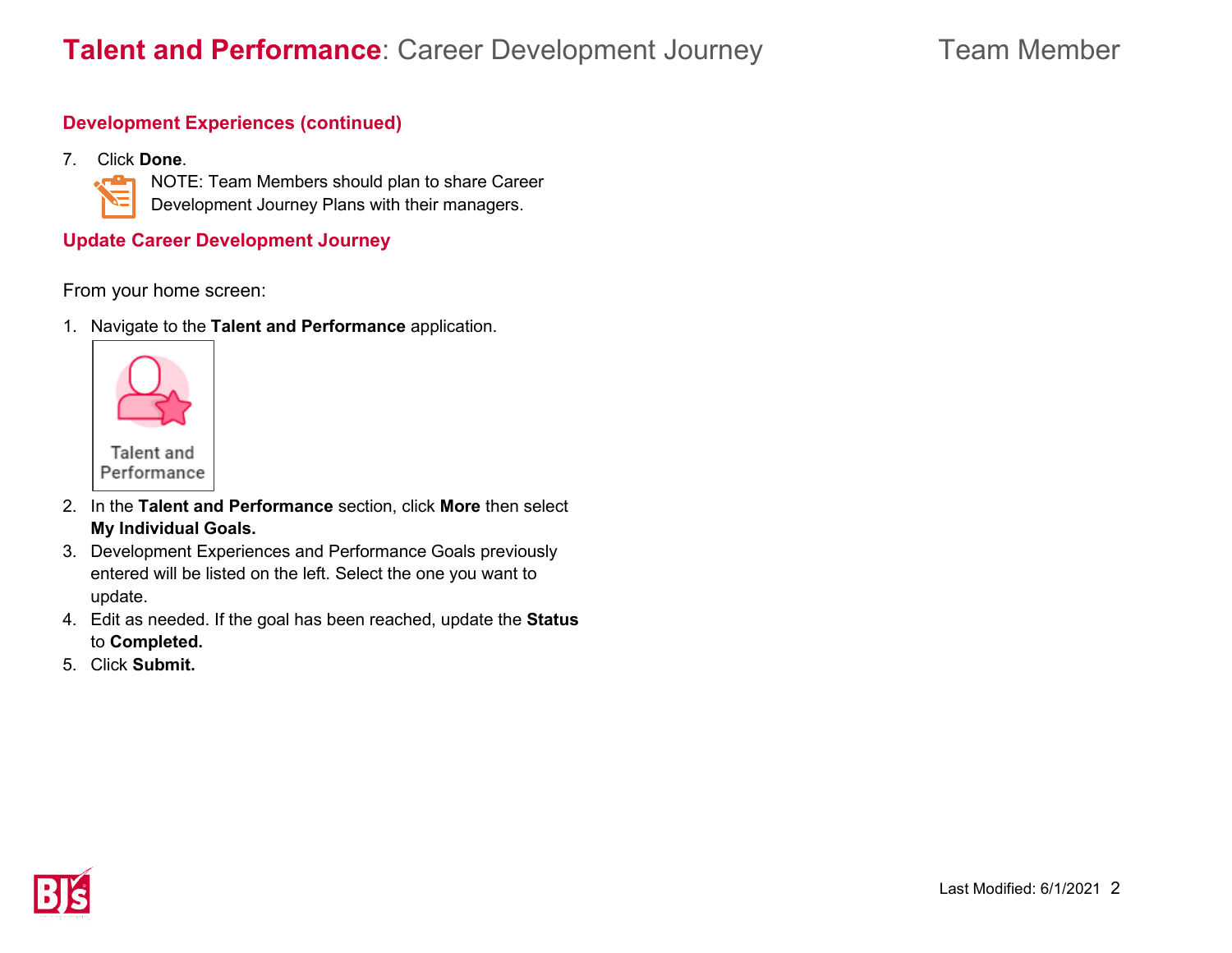## Development Experiences (continued)

7. Click **Done**.

NOTE: Team Members should plan to share Career Development Journey Plans with their managers.

## Update Career Development Journey

From your home screen:

1. Navigate to the **Talent and Performance** application.

Talent and Performance

2. In the **Talent and Performance** section, click **More** then select **My Individual Goals.**
3. Development Experiences and Performance Goals previously entered will be listed on the left. Select the one you want to update.
4. Edit as needed. If the goal has been reached, update the **Status** to **Completed.**
5. Click **Submit.**